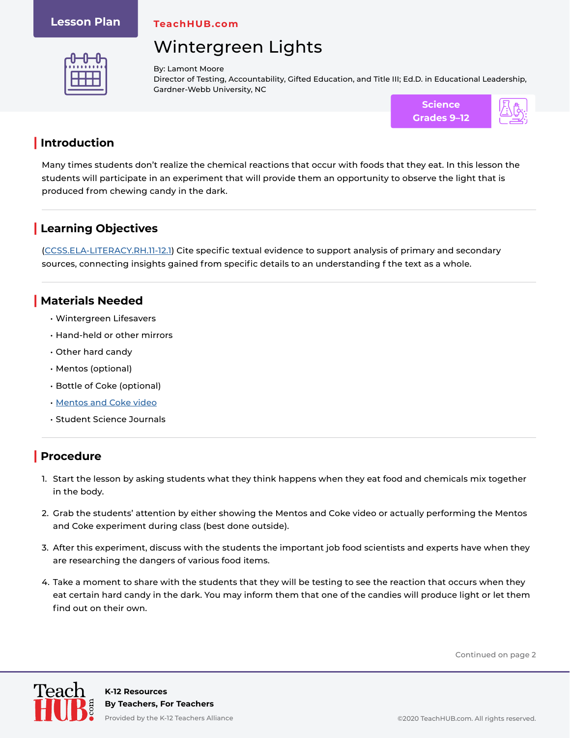Lesson Plan

TeachHUB.com

# Wintergreen Lights

By: Lamont Moore
Director of Testing, Accountability, Gifted Education, and Title III; Ed.D. in Educational Leadership, Gardner-Webb University, NC

Science
Grades 9–12

## Introduction

Many times students don't realize the chemical reactions that occur with foods that they eat. In this lesson the students will participate in an experiment that will provide them an opportunity to observe the light that is produced from chewing candy in the dark.

## Learning Objectives

(CCSS.ELA-LITERACY.RH.11-12.1) Cite specific textual evidence to support analysis of primary and secondary sources, connecting insights gained from specific details to an understanding f the text as a whole.

## Materials Needed

- Wintergreen Lifesavers
- Hand-held or other mirrors
- Other hard candy
- Mentos (optional)
- Bottle of Coke (optional)
- Mentos and Coke video
- Student Science Journals

## Procedure

1. Start the lesson by asking students what they think happens when they eat food and chemicals mix together in the body.
2. Grab the students' attention by either showing the Mentos and Coke video or actually performing the Mentos and Coke experiment during class (best done outside).
3. After this experiment, discuss with the students the important job food scientists and experts have when they are researching the dangers of various food items.
4. Take a moment to share with the students that they will be testing to see the reaction that occurs when they eat certain hard candy in the dark. You may inform them that one of the candies will produce light or let them find out on their own.

Continued on page 2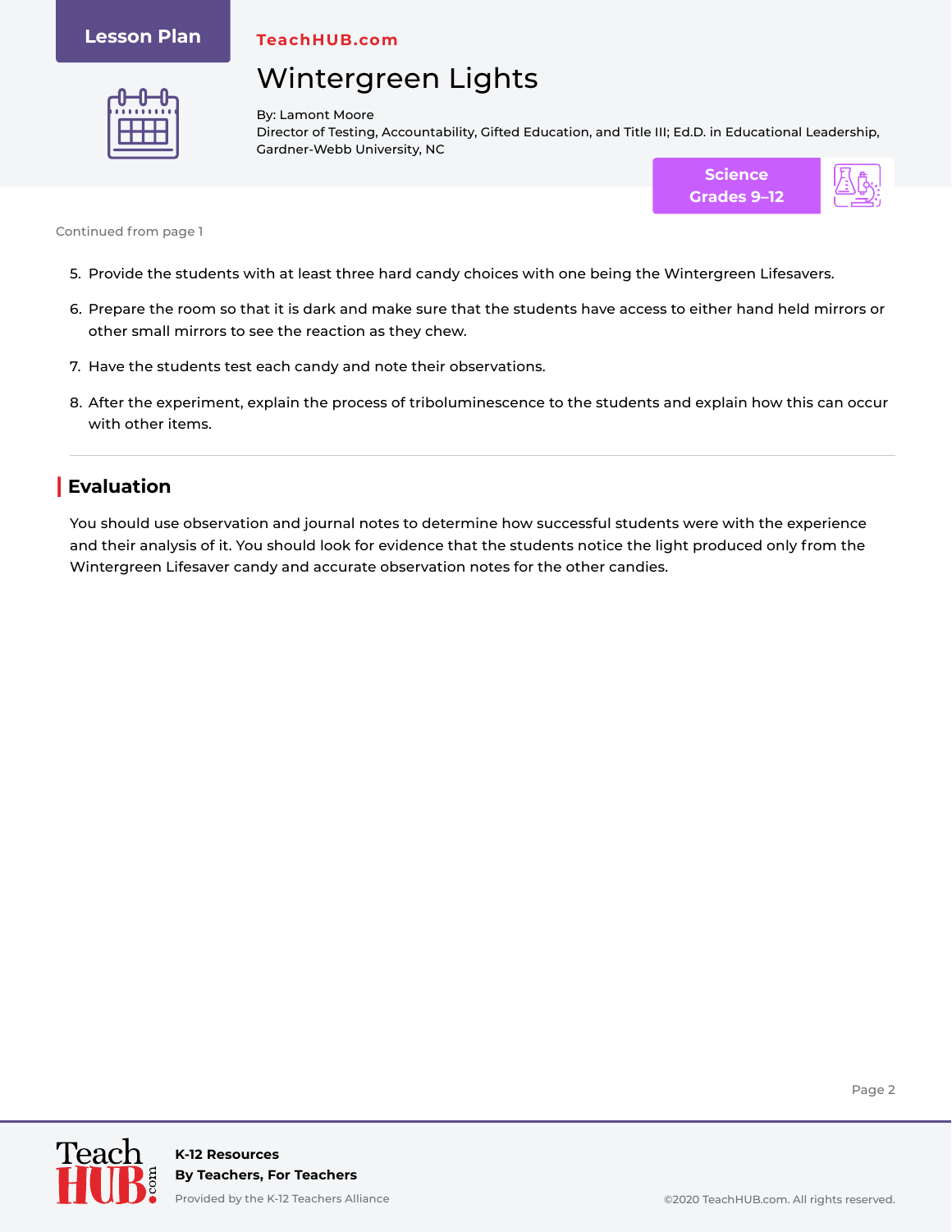Continued from page 1

5. Provide the students with at least three hard candy choices with one being the Wintergreen Lifesavers.
6. Prepare the room so that it is dark and make sure that the students have access to either hand held mirrors or other small mirrors to see the reaction as they chew.
7. Have the students test each candy and note their observations.
8. After the experiment, explain the process of triboluminescence to the students and explain how this can occur with other items.

## Evaluation

You should use observation and journal notes to determine how successful students were with the experience and their analysis of it. You should look for evidence that the students notice the light produced only from the Wintergreen Lifesaver candy and accurate observation notes for the other candies.